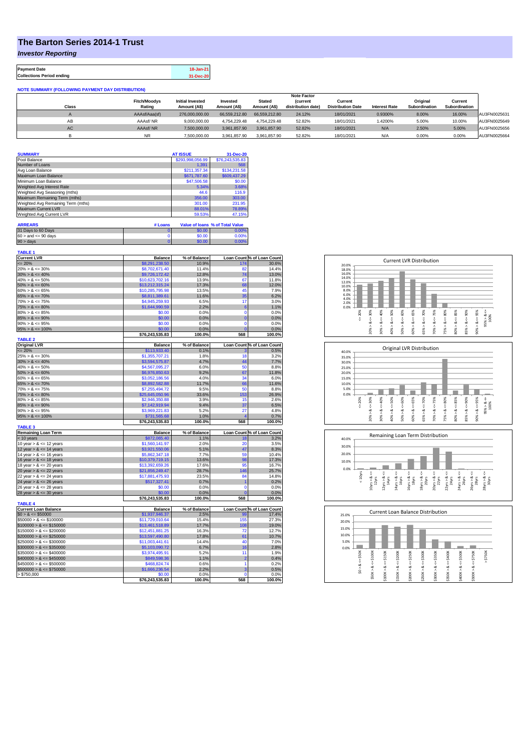# The Barton Series 2014-1 Trust

*Investor Reporting*

| | |
|---|---|
| **Payment Date** | 18-Jan-21 |
| **Collections Period ending** | 31-Dec-20 |

**NOTE SUMMARY (FOLLOWING PAYMENT DAY DISTRIBUTION)**

| Class | Fitch/Moodys Rating | Initial Invested Amount (A$) | Invested Amount (A$) | Stated Amount (A$) | Note Factor (current distribution date) | Current Distribution Date | Interest Rate | Original Subordination | Current Subordination | |
|---|---|---|---|---|---|---|---|---|---|---|
| A | AAAsf/Aaa(sf) | 276,000,000.00 | 66,559,212.80 | 66,559,212.80 | 24.12% | 18/01/2021 | 0.9300% | 8.00% | 16.00% | AU3FN0025631 |
| AB | AAAsf/ NR | 9,000,000.00 | 4,754,229.48 | 4,754,229.48 | 52.82% | 18/01/2021 | 1.4200% | 5.00% | 10.00% | AU3FN0025649 |
| AC | AAAsf/ NR | 7,500,000.00 | 3,961,857.90 | 3,961,857.90 | 52.82% | 18/01/2021 | N/A | 2.50% | 5.00% | AU3FN0025656 |
| B | NR | 7,500,000.00 | 3,961,857.90 | 3,961,857.90 | 52.82% | 18/01/2021 | N/A | 0.00% | 0.00% | AU3FN0025664 |

| SUMMARY | AT ISSUE | 31-Dec-20 |
|---|---|---|
| Pool Balance | $293,998,056.99 | $76,243,535.83 |
| Number of Loans | 1,391 | 568 |
| Avg Loan Balance | $211,357.34 | $134,231.58 |
| Maximum Loan Balance | $671,787.60 | $609,437.29 |
| Minimum Loan Balance | $47,506.58 | $0.00 |
| Weighted Avg Interest Rate | 5.34% | 3.68% |
| Weighted Avg Seasoning (mths) | 44.6 | 116.9 |
| Maximum Remaining Term (mths) | 356.00 | 303.00 |
| Weighted Avg Remaining Term (mths) | 301.00 | 231.95 |
| Maximum Current LVR | 88.01% | 78.89% |
| Weighted Avg Current LVR | 59.53% | 47.15% |

| ARREARS | # Loans | Value of loans | % of Total Value |
|---|---|---|---|
| 31 Days to 60 Days | 0 | $0.00 | 0.00% |
| 60 > and <= 90 days | 0 | $0.00 | 0.00% |
| 90 > days | 0 | $0.00 | 0.00% |

**TABLE 1**

| Current LVR | Balance | % of Balance | Loan Count | % of Loan Count |
|---|---|---|---|---|
| <= 20% | $8,291,238.50 | 10.9% | 174 | 30.6% |
| 20% > & <= 30% | $8,702,671.40 | 11.4% | 82 | 14.4% |
| 30% > & <= 40% | $9,726,172.42 | 12.8% | 74 | 13.0% |
| 40% > & <= 50% | $10,623,702.16 | 13.9% | 67 | 11.8% |
| 50% > & <= 60% | $13,212,315.24 | 17.3% | 68 | 12.0% |
| 60% > & <= 65% | $10,285,795.98 | 13.5% | 45 | 7.9% |
| 65% > & <= 70% | $8,811,389.61 | 11.6% | 35 | 6.2% |
| 70% > & <= 75% | $4,945,259.93 | 6.5% | 17 | 3.0% |
| 75% > & <= 80% | $1,644,990.59 | 2.2% | 6 | 1.1% |
| 80% > & <= 85% | $0.00 | 0.0% | 0 | 0.0% |
| 85% > & <= 90% | $0.00 | 0.0% | 0 | 0.0% |
| 90% > & <= 95% | $0.00 | 0.0% | 0 | 0.0% |
| 95% > & <= 100% | $0.00 | 0.0% | 0 | 0.0% |
| | $76,243,535.83 | 100.0% | 568 | 100.0% |

**TABLE 2**

| Original LVR | Balance | % of Balance | Loan Count | % of Loan Count |
|---|---|---|---|---|
| <= 20% | $113,933.40 | 0.1% | 3 | 0.5% |
| 25% > & <= 30% | $1,355,707.21 | 1.8% | 18 | 3.2% |
| 30% > & <= 40% | $3,594,575.87 | 4.7% | 44 | 7.7% |
| 40% > & <= 50% | $4,567,095.27 | 6.0% | 50 | 8.8% |
| 50% > & <= 60% | $6,976,850.63 | 9.2% | 67 | 11.8% |
| 60% > & <= 65% | $3,052,186.56 | 4.0% | 34 | 6.0% |
| 65% > & <= 70% | $8,892,582.88 | 11.7% | 66 | 11.6% |
| 70% > & <= 75% | $7,255,494.72 | 9.5% | 50 | 8.8% |
| 75% > & <= 80% | $25,645,050.96 | 33.6% | 153 | 26.9% |
| 80% > & <= 85% | $2,946,350.88 | 3.9% | 15 | 2.6% |
| 85% > & <= 90% | $7,142,919.94 | 9.4% | 37 | 6.5% |
| 90% > & <= 95% | $3,969,221.83 | 5.2% | 27 | 4.8% |
| 95% > & <= 100% | $731,565.68 | 1.0% | 4 | 0.7% |
| | $76,243,535.83 | 100.0% | 568 | 100.0% |

**TABLE 3**

| Remaining Loan Term | Balance | % of Balance | Loan Count | % of Loan Count |
|---|---|---|---|---|
| < 10 years | $872,065.40 | 1.1% | 18 | 3.2% |
| 10 year > & <= 12 years | $1,560,141.97 | 2.0% | 20 | 3.5% |
| 12 year > & <= 14 years | $3,921,550.06 | 5.1% | 47 | 8.3% |
| 14 year > & <= 16 years | $5,862,347.18 | 7.7% | 59 | 10.4% |
| 16 year > & <= 18 years | $10,379,719.15 | 13.6% | 98 | 17.3% |
| 18 year > & <= 20 years | $13,392,659.26 | 17.6% | 95 | 16.7% |
| 20 year > & <= 22 years | $21,856,249.47 | 28.7% | 146 | 25.7% |
| 22 year > & <= 24 years | $17,881,475.93 | 23.5% | 84 | 14.8% |
| 24 year > & <= 26 years | $517,327.41 | 0.7% | 1 | 0.2% |
| 26 year > & <= 28 years | $0.00 | 0.0% | 0 | 0.0% |
| 28 year > & <= 30 years | $0.00 | 0.0% | 0 | 0.0% |
| | $76,243,535.83 | 100.0% | 568 | 100.0% |

**TABLE 4**

| Current Loan Balance | Balance | % of Balance | Loan Count | % of Loan Count |
|---|---|---|---|---|
| $0 > & <= $50000 | $1,937,946.37 | 2.5% | 99 | 17.4% |
| $50000 > & <= $100000 | $11,729,010.64 | 15.4% | 155 | 27.3% |
| $100000 > & <= $150000 | $13,461,518.89 | 17.7% | 108 | 19.0% |
| $150000 > & <= $200000 | $12,451,881.25 | 16.3% | 72 | 12.7% |
| $200000 > & <= $250000 | $13,597,490.80 | 17.8% | 61 | 10.7% |
| $250000 > & <= $300000 | $11,003,441.61 | 14.4% | 40 | 7.0% |
| $300000 > & <= $350000 | $5,103,090.72 | 6.7% | 16 | 2.8% |
| $350000 > & <= $400000 | $3,974,495.91 | 5.2% | 11 | 1.9% |
| $400000 > & <= $450000 | $849,598.36 | 1.1% | 2 | 0.4% |
| $450000 > & <= $500000 | $468,824.74 | 0.6% | 1 | 0.2% |
| $500000 > & <= $750000 | $1,666,236.54 | 2.2% | 3 | 0.5% |
| > $750,000 | $0.00 | 0.0% | 0 | 0.0% |
| | $76,243,535.83 | 100.0% | 568 | 100.0% |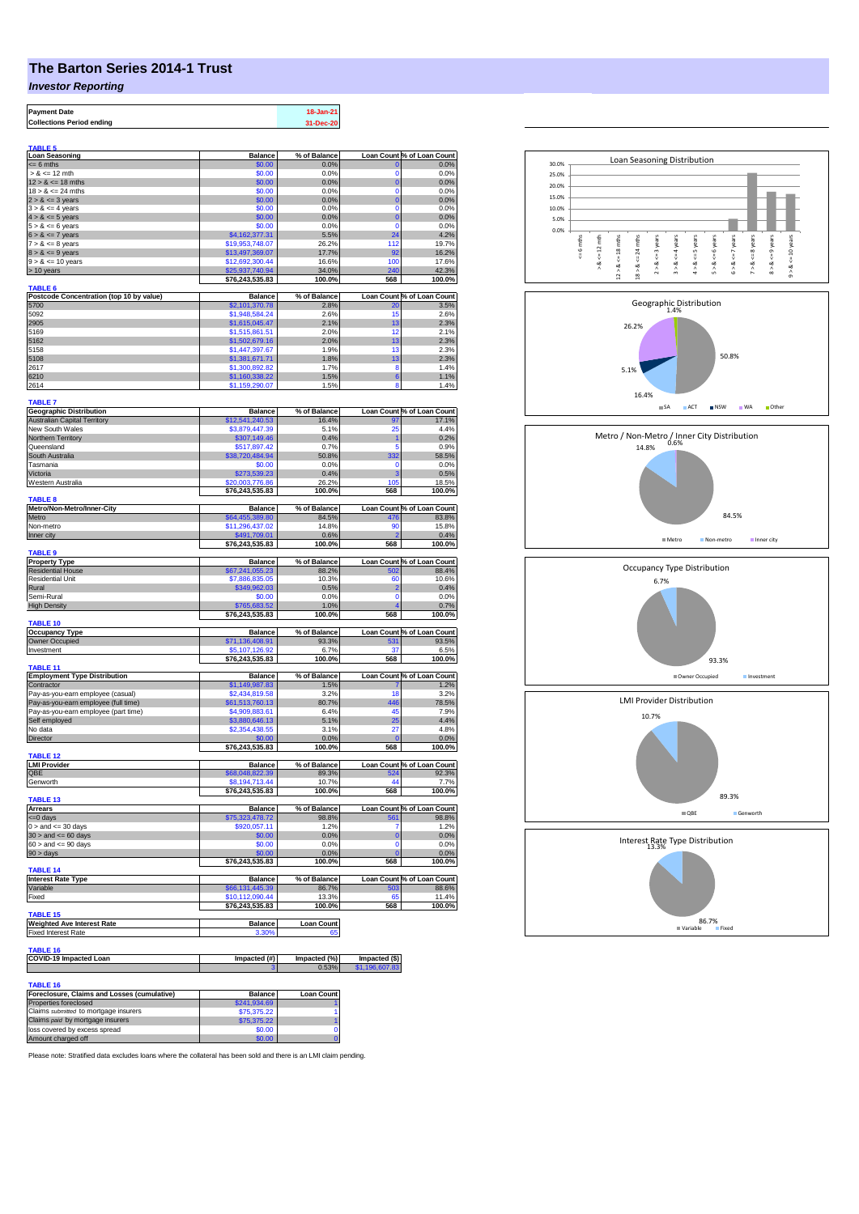# The Barton Series 2014-1 Trust

*Investor Reporting*

| | |
|---|---|
| **Payment Date** | 18-Jan-21 |
| **Collections Period ending** | 31-Dec-20 |

**TABLE 5**

| Loan Seasoning | Balance | % of Balance | Loan Count | % of Loan Count |
|---|---|---|---|---|
| <= 6 mths | $0.00 | 0.0% | 0 | 0.0% |
| > & <= 12 mth | $0.00 | 0.0% | 0 | 0.0% |
| 12 > & <= 18 mths | $0.00 | 0.0% | 0 | 0.0% |
| 18 > & <= 24 mths | $0.00 | 0.0% | 0 | 0.0% |
| 2 > & <= 3 years | $0.00 | 0.0% | 0 | 0.0% |
| 3 > & <= 4 years | $0.00 | 0.0% | 0 | 0.0% |
| 4 > & <= 5 years | $0.00 | 0.0% | 0 | 0.0% |
| 5 > & <= 6 years | $0.00 | 0.0% | 0 | 0.0% |
| 6 > & <= 7 years | $4,162,377.31 | 5.5% | 24 | 4.2% |
| 7 > & <= 8 years | $19,953,748.07 | 26.2% | 112 | 19.7% |
| 8 > & <= 9 years | $13,497,369.07 | 17.7% | 92 | 16.2% |
| 9 > & <= 10 years | $12,692,300.44 | 16.6% | 100 | 17.6% |
| > 10 years | $25,937,740.94 | 34.0% | 240 | 42.3% |
| | $76,243,535.83 | 100.0% | 568 | 100.0% |

**TABLE 6**

| Postcode Concentration (top 10 by value) | Balance | % of Balance | Loan Count | % of Loan Count |
|---|---|---|---|---|
| 5700 | $2,101,370.78 | 2.8% | 20 | 3.5% |
| 5092 | $1,948,584.24 | 2.6% | 15 | 2.6% |
| 2905 | $1,615,045.47 | 2.1% | 13 | 2.3% |
| 5169 | $1,515,861.51 | 2.0% | 12 | 2.1% |
| 5162 | $1,502,679.16 | 2.0% | 13 | 2.3% |
| 5158 | $1,447,397.67 | 1.9% | 13 | 2.3% |
| 5108 | $1,381,671.71 | 1.8% | 13 | 2.3% |
| 2617 | $1,300,892.82 | 1.7% | 8 | 1.4% |
| 6210 | $1,160,338.22 | 1.5% | 6 | 1.1% |
| 2614 | $1,159,290.07 | 1.5% | 8 | 1.4% |

**TABLE 7**

| Geographic Distribution | Balance | % of Balance | Loan Count | % of Loan Count |
|---|---|---|---|---|
| Australian Capital Territory | $12,541,240.53 | 16.4% | 97 | 17.1% |
| New South Wales | $3,879,447.39 | 5.1% | 25 | 4.4% |
| Northern Territory | $307,149.46 | 0.4% | 1 | 0.2% |
| Queensland | $517,897.42 | 0.7% | 5 | 0.9% |
| South Australia | $38,720,484.94 | 50.8% | 332 | 58.5% |
| Tasmania | $0.00 | 0.0% | 0 | 0.0% |
| Victoria | $273,539.23 | 0.4% | 3 | 0.5% |
| Western Australia | $20,003,776.86 | 26.2% | 105 | 18.5% |
| | $76,243,535.83 | 100.0% | 568 | 100.0% |

**TABLE 8**

| Metro/Non-Metro/Inner-City | Balance | % of Balance | Loan Count | % of Loan Count |
|---|---|---|---|---|
| Metro | $64,455,389.80 | 84.5% | 476 | 83.8% |
| Non-metro | $11,296,437.02 | 14.8% | 90 | 15.8% |
| Inner city | $491,709.01 | 0.6% | 2 | 0.4% |
| | $76,243,535.83 | 100.0% | 568 | 100.0% |

**TABLE 9**

| Property Type | Balance | % of Balance | Loan Count | % of Loan Count |
|---|---|---|---|---|
| Residential House | $67,241,055.23 | 88.2% | 502 | 88.4% |
| Residential Unit | $7,886,835.05 | 10.3% | 60 | 10.6% |
| Rural | $349,962.03 | 0.5% | 2 | 0.4% |
| Semi-Rural | $0.00 | 0.0% | 0 | 0.0% |
| High Density | $765,683.52 | 1.0% | 4 | 0.7% |
| | $76,243,535.83 | 100.0% | 568 | 100.0% |

**TABLE 10**

| Occupancy Type | Balance | % of Balance | Loan Count | % of Loan Count |
|---|---|---|---|---|
| Owner Occupied | $71,136,408.91 | 93.3% | 531 | 93.5% |
| Investment | $5,107,126.92 | 6.7% | 37 | 6.5% |
| | $76,243,535.83 | 100.0% | 568 | 100.0% |

**TABLE 11**

| Employment Type Distribution | Balance | % of Balance | Loan Count | % of Loan Count |
|---|---|---|---|---|
| Contractor | $1,149,987.83 | 1.5% | 7 | 1.2% |
| Pay-as-you-earn employee (casual) | $2,434,819.58 | 3.2% | 18 | 3.2% |
| Pay-as-you-earn employee (full time) | $61,513,760.13 | 80.7% | 446 | 78.5% |
| Pay-as-you-earn employee (part time) | $4,909,883.61 | 6.4% | 45 | 7.9% |
| Self employed | $3,880,646.13 | 5.1% | 25 | 4.4% |
| No data | $2,354,438.55 | 3.1% | 27 | 4.8% |
| Director | $0.00 | 0.0% | 0 | 0.0% |
| | $76,243,535.83 | 100.0% | 568 | 100.0% |

**TABLE 12**

| LMI Provider | Balance | % of Balance | Loan Count | % of Loan Count |
|---|---|---|---|---|
| QBE | $68,048,822.39 | 89.3% | 524 | 92.3% |
| Genworth | $8,194,713.44 | 10.7% | 44 | 7.7% |
| | $76,243,535.83 | 100.0% | 568 | 100.0% |

**TABLE 13**

| Arrears | Balance | % of Balance | Loan Count | % of Loan Count |
|---|---|---|---|---|
| <=0 days | $75,323,478.72 | 98.8% | 561 | 98.8% |
| 0 > and <= 30 days | $920,057.11 | 1.2% | 7 | 1.2% |
| 30 > and <= 60 days | $0.00 | 0.0% | 0 | 0.0% |
| 60 > and <= 90 days | $0.00 | 0.0% | 0 | 0.0% |
| 90 > days | $0.00 | 0.0% | 0 | 0.0% |
| | $76,243,535.83 | 100.0% | 568 | 100.0% |

**TABLE 14**

| Interest Rate Type | Balance | % of Balance | Loan Count | % of Loan Count |
|---|---|---|---|---|
| Variable | $66,131,445.39 | 86.7% | 503 | 88.6% |
| Fixed | $10,112,090.44 | 13.3% | 65 | 11.4% |
| | $76,243,535.83 | 100.0% | 568 | 100.0% |

**TABLE 15**

| Weighted Ave Interest Rate | Balance | Loan Count |
|---|---|---|
| Fixed Interest Rate | 3.30% | 65 |

**TABLE 16**

| COVID-19 Impacted Loan | Impacted (#) | Impacted (%) | Impacted ($) |
|---|---|---|---|
| | 3 | 0.53% | $1,196,607.83 |

**TABLE 16**

| Foreclosure, Claims and Losses (cumulative) | Balance | Loan Count |
|---|---|---|
| Properties foreclosed | $241,934.69 | 1 |
| Claims *submitted* to mortgage insurers | $75,375.22 | 1 |
| Claims *paid* by mortgage insurers | $75,375.22 | 1 |
| loss covered by excess spread | $0.00 | 0 |
| Amount charged off | $0.00 | 0 |

Please note: Stratified data excludes loans where the collateral has been sold and there is an LMI claim pending.

Loan Seasoning Distribution
30.0%
25.0%
20.0%
15.0%
10.0%
5.0%
0.0%
<= 6 mths
> & <= 12 mth
12 > & <= 18 mths
18 > & <= 24 mths
2 > & <= 3 years
3 > & <= 4 years
4 > & <= 5 years
5 > & <= 6 years
6 > & <= 7 years
7 > & <= 8 years
8 > & <= 9 years
9 > & <= 10 years

Geographic Distribution
1.4%
26.2%
50.8%
5.1%
16.4%
SA ACT NSW WA Other

Metro / Non-Metro / Inner City Distribution
0.6%
14.8%
84.5%
Metro Non-metro Inner city

Occupancy Type Distribution
6.7%
93.3%
Owner Occupied Investment

LMI Provider Distribution
10.7%
89.3%
QBE Genworth

Interest Rate Type Distribution
13.3%
86.7%
Variable Fixed